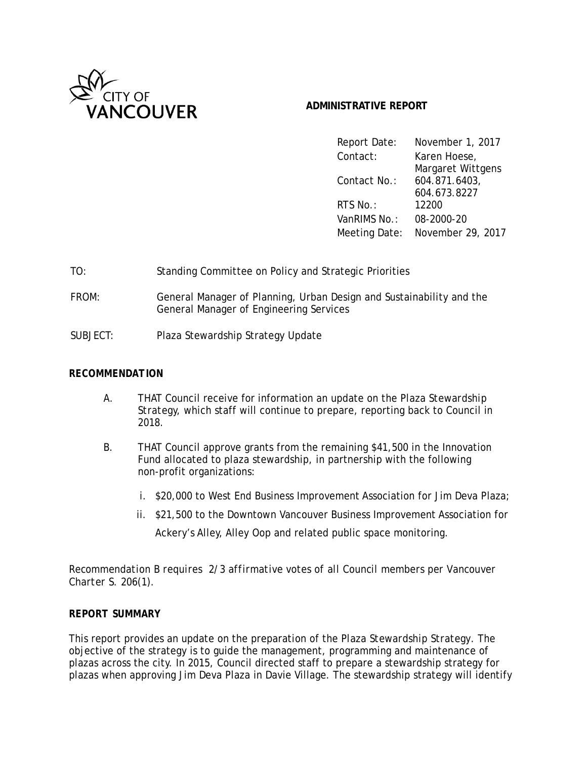CITY OF VANCOUVER

**ADMINISTRATIVE REPORT**

| | |
|---|---|
| Report Date: | November 1, 2017 |
| Contact: | Karen Hoese, Margaret Wittgens |
| Contact No.: | 604.871.6403, 604.673.8227 |
| RTS No.: | 12200 |
| VanRIMS No.: | 08-2000-20 |
| Meeting Date: | November 29, 2017 |

TO: Standing Committee on Policy and Strategic Priorities

FROM: General Manager of Planning, Urban Design and Sustainability and the General Manager of Engineering Services

SUBJECT: Plaza Stewardship Strategy Update

## RECOMMENDATION

A. THAT Council receive for information an update on the Plaza Stewardship Strategy, which staff will continue to prepare, reporting back to Council in 2018.

B. THAT Council approve grants from the remaining $41,500 in the Innovation Fund allocated to plaza stewardship, in partnership with the following non-profit organizations:

   i. $20,000 to West End Business Improvement Association for Jim Deva Plaza;

   ii. $21,500 to the Downtown Vancouver Business Improvement Association for Ackery's Alley, Alley Oop and related public space monitoring.

*Recommendation B requires 2/3 affirmative votes of all Council members per Vancouver Charter S. 206(1).*

## REPORT SUMMARY

This report provides an update on the preparation of the Plaza Stewardship Strategy. The objective of the strategy is to guide the management, programming and maintenance of plazas across the city. In 2015, Council directed staff to prepare a stewardship strategy for plazas when approving Jim Deva Plaza in Davie Village. The stewardship strategy will identify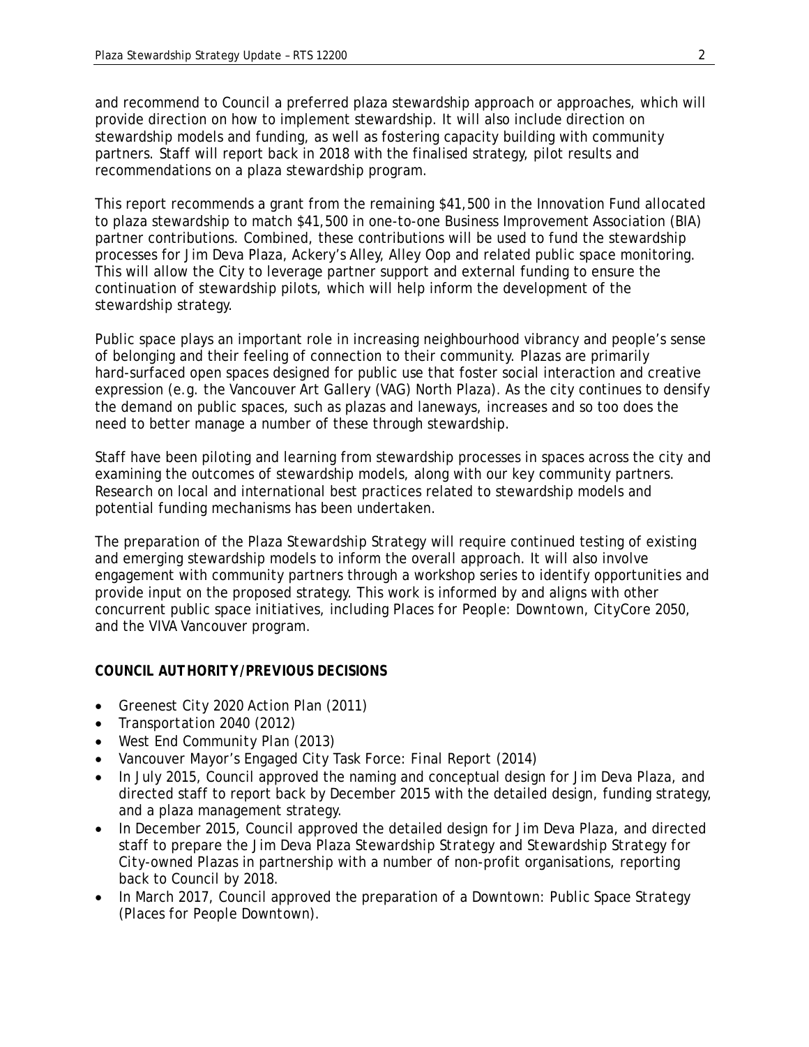and recommend to Council a preferred plaza stewardship approach or approaches, which will provide direction on how to implement stewardship. It will also include direction on stewardship models and funding, as well as fostering capacity building with community partners. Staff will report back in 2018 with the finalised strategy, pilot results and recommendations on a plaza stewardship program.

This report recommends a grant from the remaining $41,500 in the Innovation Fund allocated to plaza stewardship to match $41,500 in one-to-one Business Improvement Association (BIA) partner contributions. Combined, these contributions will be used to fund the stewardship processes for Jim Deva Plaza, Ackery's Alley, Alley Oop and related public space monitoring. This will allow the City to leverage partner support and external funding to ensure the continuation of stewardship pilots, which will help inform the development of the stewardship strategy.

Public space plays an important role in increasing neighbourhood vibrancy and people's sense of belonging and their feeling of connection to their community. Plazas are primarily hard-surfaced open spaces designed for public use that foster social interaction and creative expression (e.g. the Vancouver Art Gallery (VAG) North Plaza). As the city continues to densify the demand on public spaces, such as plazas and laneways, increases and so too does the need to better manage a number of these through stewardship.

Staff have been piloting and learning from stewardship processes in spaces across the city and examining the outcomes of stewardship models, along with our key community partners. Research on local and international best practices related to stewardship models and potential funding mechanisms has been undertaken.

The preparation of the Plaza Stewardship Strategy will require continued testing of existing and emerging stewardship models to inform the overall approach. It will also involve engagement with community partners through a workshop series to identify opportunities and provide input on the proposed strategy. This work is informed by and aligns with other concurrent public space initiatives, including *Places for People: Downtown*, *CityCore 2050*, and the VIVA Vancouver program.

**COUNCIL AUTHORITY/PREVIOUS DECISIONS**

- *Greenest City 2020 Action Plan* (2011)
- *Transportation 2040* (2012)
- West End Community Plan (2013)
- Vancouver Mayor's Engaged City Task Force: Final Report (2014)
- In July 2015, Council approved the naming and conceptual design for Jim Deva Plaza, and directed staff to report back by December 2015 with the detailed design, funding strategy, and a plaza management strategy.
- In December 2015, Council approved the detailed design for Jim Deva Plaza, and directed staff to prepare the *Jim Deva Plaza Stewardship Strategy* and *Stewardship Strategy for City-owned Plazas* in partnership with a number of non-profit organisations, reporting back to Council by 2018.
- In March 2017, Council approved the preparation of a *Downtown: Public Space Strategy (Places for People Downtown)*.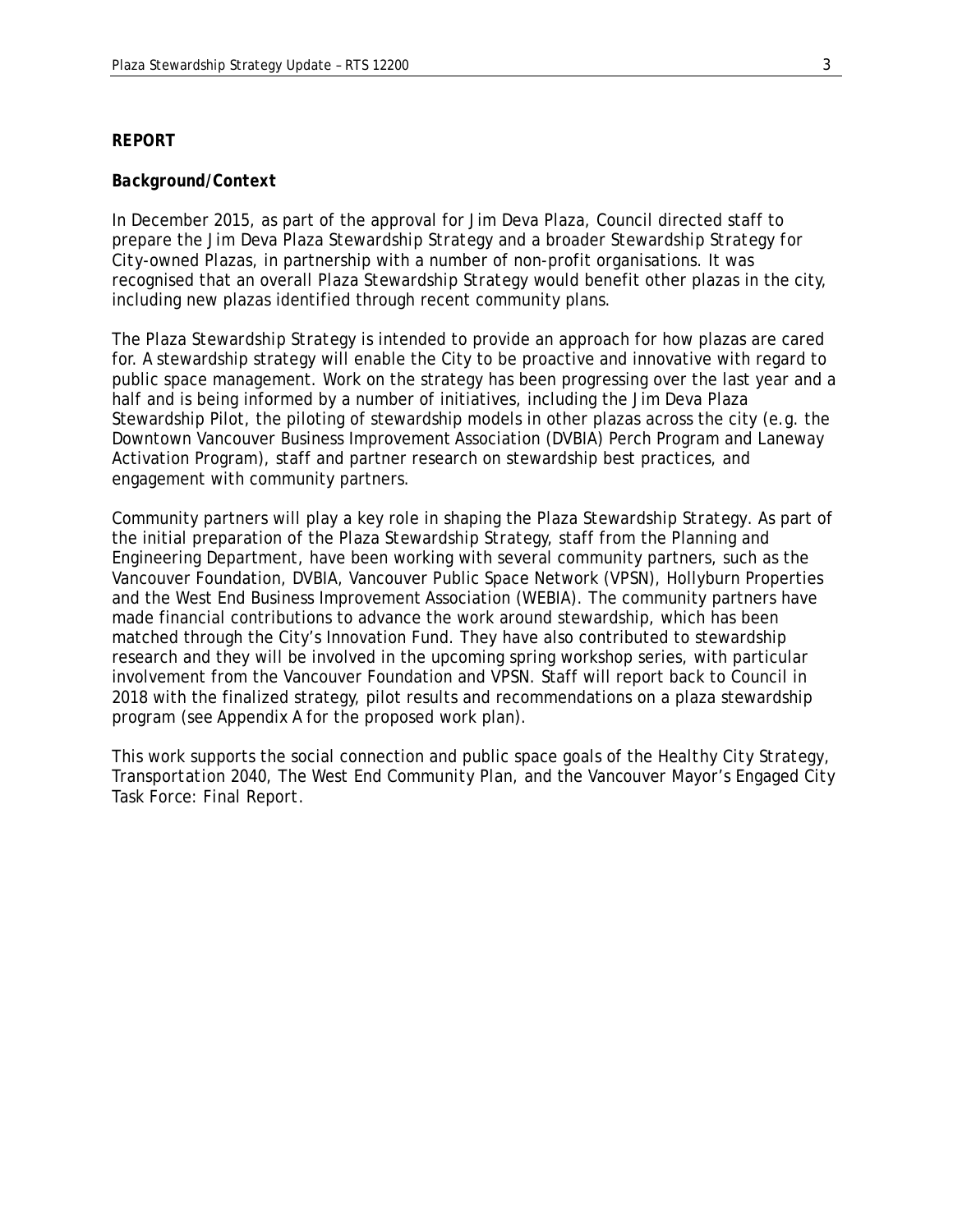**REPORT**

***Background/Context***

In December 2015, as part of the approval for Jim Deva Plaza, Council directed staff to prepare the *Jim Deva Plaza Stewardship Strategy* and a broader *Stewardship Strategy for City-owned Plazas*, in partnership with a number of non-profit organisations. It was recognised that an overall *Plaza Stewardship Strategy* would benefit other plazas in the city, including new plazas identified through recent community plans.

The *Plaza Stewardship Strategy* is intended to provide an approach for how plazas are cared for. A stewardship strategy will enable the City to be proactive and innovative with regard to public space management. Work on the strategy has been progressing over the last year and a half and is being informed by a number of initiatives, including the Jim Deva Plaza Stewardship Pilot, the piloting of stewardship models in other plazas across the city (e.g. the Downtown Vancouver Business Improvement Association (DVBIA) Perch Program and Laneway Activation Program), staff and partner research on stewardship best practices, and engagement with community partners.

Community partners will play a key role in shaping the *Plaza Stewardship Strategy*. As part of the initial preparation of the *Plaza Stewardship Strategy*, staff from the Planning and Engineering Department, have been working with several community partners, such as the Vancouver Foundation, DVBIA, Vancouver Public Space Network (VPSN), Hollyburn Properties and the West End Business Improvement Association (WEBIA). The community partners have made financial contributions to advance the work around stewardship, which has been matched through the City's Innovation Fund. They have also contributed to stewardship research and they will be involved in the upcoming spring workshop series, with particular involvement from the Vancouver Foundation and VPSN. Staff will report back to Council in 2018 with the finalized strategy, pilot results and recommendations on a plaza stewardship program (see Appendix A for the proposed work plan).

This work supports the social connection and public space goals of the *Healthy City Strategy*, *Transportation 2040*, *The West End Community Plan*, and the *Vancouver Mayor's Engaged City Task Force: Final Report*.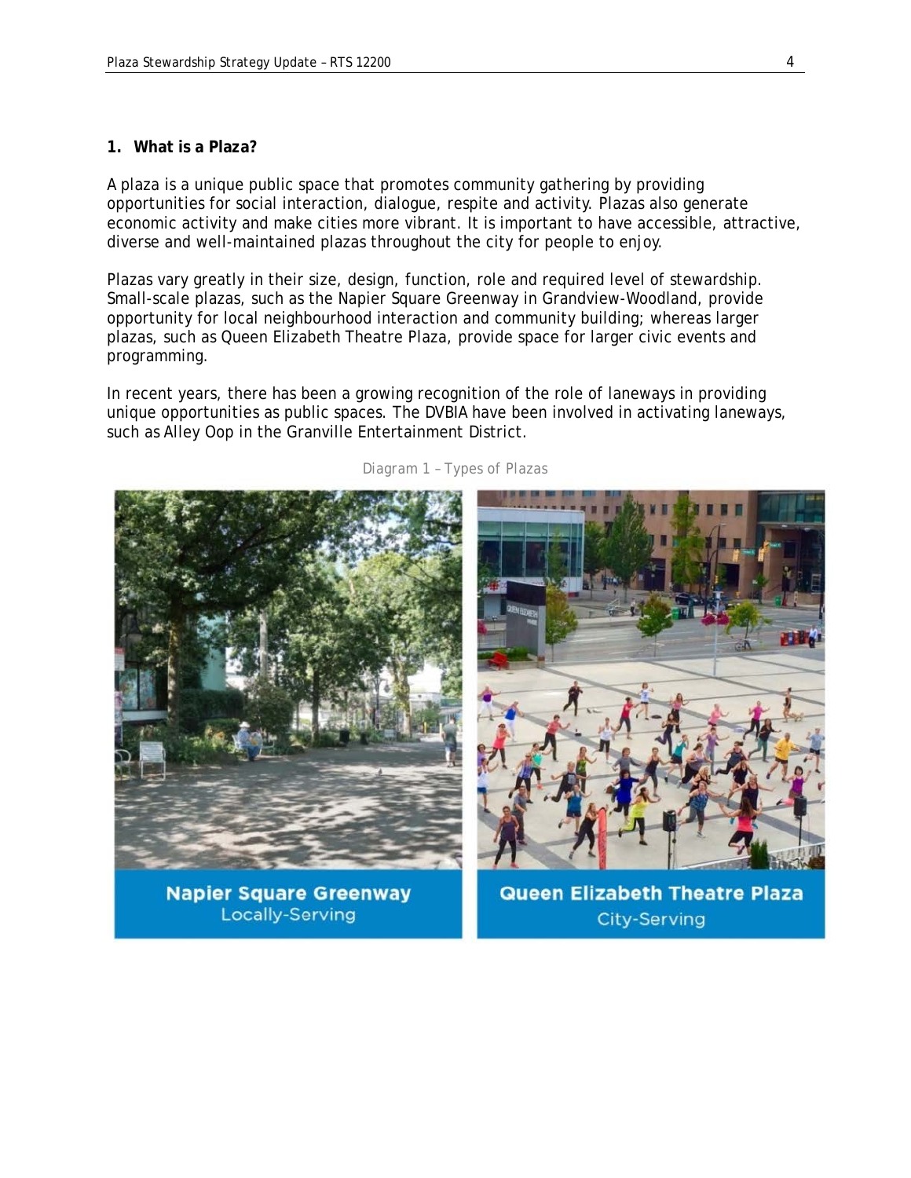## 1. What is a Plaza?

A plaza is a unique public space that promotes community gathering by providing opportunities for social interaction, dialogue, respite and activity. Plazas also generate economic activity and make cities more vibrant. It is important to have accessible, attractive, diverse and well-maintained plazas throughout the city for people to enjoy.

Plazas vary greatly in their size, design, function, role and required level of stewardship. Small-scale plazas, such as the Napier Square Greenway in Grandview-Woodland, provide opportunity for local neighbourhood interaction and community building; whereas larger plazas, such as Queen Elizabeth Theatre Plaza, provide space for larger civic events and programming.

In recent years, there has been a growing recognition of the role of laneways in providing unique opportunities as public spaces. The DVBIA have been involved in activating laneways, such as Alley Oop in the Granville Entertainment District.

Diagram 1 – Types of Plazas

**Napier Square Greenway**
Locally-Serving

**Queen Elizabeth Theatre Plaza**
City-Serving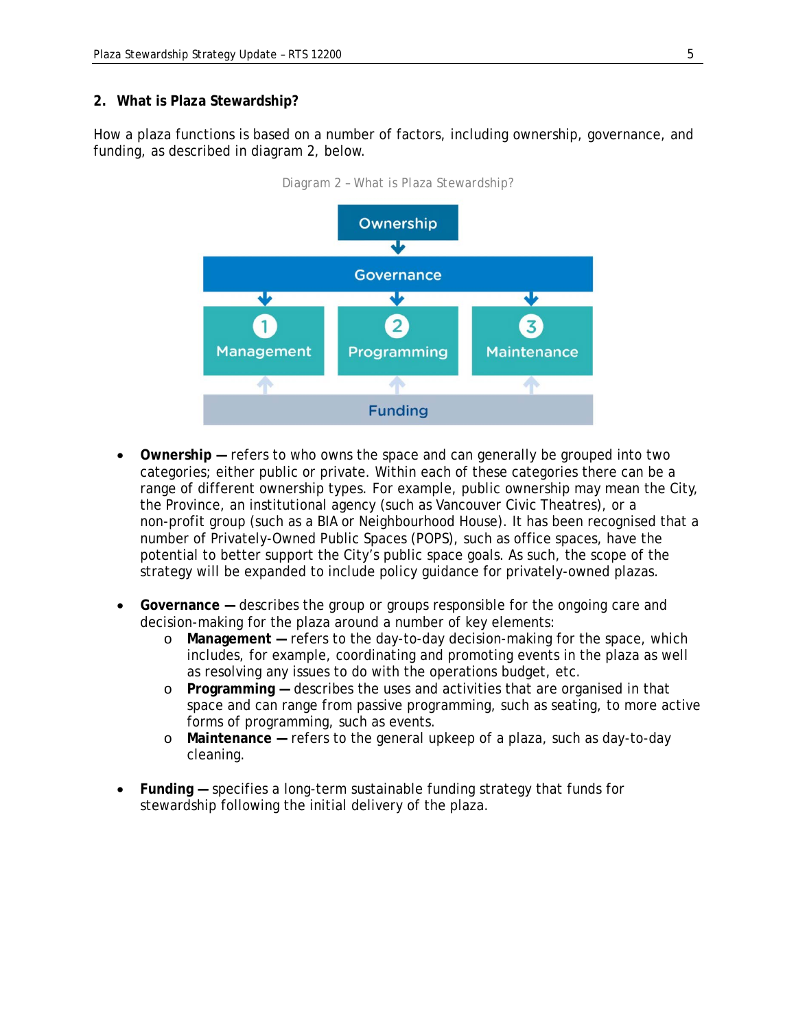## 2. What is Plaza Stewardship?

How a plaza functions is based on a number of factors, including ownership, governance, and funding, as described in diagram 2, below.

Diagram 2 – What is Plaza Stewardship?

Ownership

Governance

1 Management

2 Programming

3 Maintenance

Funding

- **Ownership —** refers to who owns the space and can generally be grouped into two categories; either public or private. Within each of these categories there can be a range of different ownership types. For example, public ownership may mean the City, the Province, an institutional agency (such as Vancouver Civic Theatres), or a non-profit group (such as a BIA or Neighbourhood House). It has been recognised that a number of Privately-Owned Public Spaces (POPS), such as office spaces, have the potential to better support the City's public space goals. As such, the scope of the strategy will be expanded to include policy guidance for privately-owned plazas.

- **Governance —** describes the group or groups responsible for the ongoing care and decision-making for the plaza around a number of key elements:
  - **Management —** refers to the day-to-day decision-making for the space, which includes, for example, coordinating and promoting events in the plaza as well as resolving any issues to do with the operations budget, etc.
  - **Programming —** describes the uses and activities that are organised in that space and can range from passive programming, such as seating, to more active forms of programming, such as events.
  - **Maintenance —** refers to the general upkeep of a plaza, such as day-to-day cleaning.

- **Funding —** specifies a long-term sustainable funding strategy that funds for stewardship following the initial delivery of the plaza.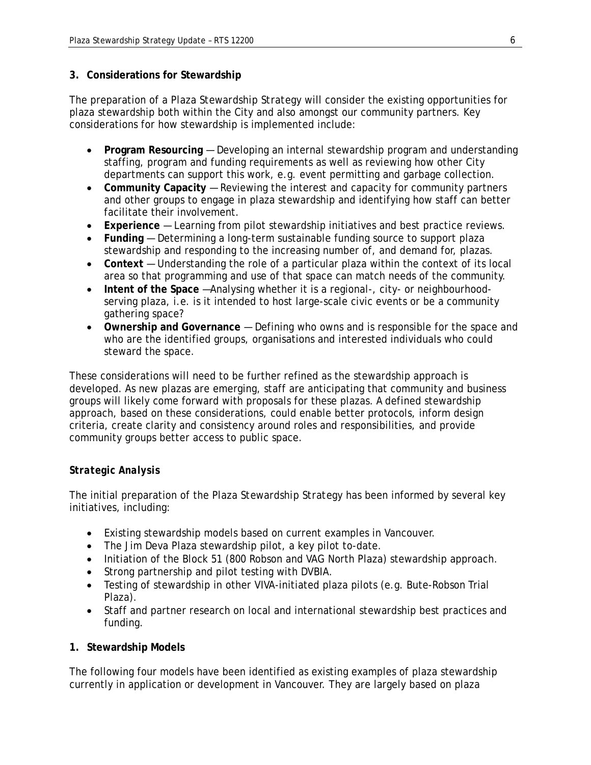**3. Considerations for Stewardship**

The preparation of a Plaza Stewardship Strategy will consider the existing opportunities for plaza stewardship both within the City and also amongst our community partners. Key considerations for how stewardship is implemented include:

- **Program Resourcing** — Developing an internal stewardship program and understanding staffing, program and funding requirements as well as reviewing how other City departments can support this work, e.g. event permitting and garbage collection.
- **Community Capacity** — Reviewing the interest and capacity for community partners and other groups to engage in plaza stewardship and identifying how staff can better facilitate their involvement.
- **Experience** — Learning from pilot stewardship initiatives and best practice reviews.
- **Funding** — Determining a long-term sustainable funding source to support plaza stewardship and responding to the increasing number of, and demand for, plazas.
- **Context** — Understanding the role of a particular plaza within the context of its local area so that programming and use of that space can match needs of the community.
- **Intent of the Space** —Analysing whether it is a regional-, city- or neighbourhood-serving plaza, i.e. is it intended to host large-scale civic events or be a community gathering space?
- **Ownership and Governance** — Defining who owns and is responsible for the space and who are the identified groups, organisations and interested individuals who could steward the space.

These considerations will need to be further refined as the stewardship approach is developed. As new plazas are emerging, staff are anticipating that community and business groups will likely come forward with proposals for these plazas. A defined stewardship approach, based on these considerations, could enable better protocols, inform design criteria, create clarity and consistency around roles and responsibilities, and provide community groups better access to public space.

***Strategic Analysis***

The initial preparation of the Plaza Stewardship Strategy has been informed by several key initiatives, including:

- Existing stewardship models based on current examples in Vancouver.
- The Jim Deva Plaza stewardship pilot, a key pilot to-date.
- Initiation of the Block 51 (800 Robson and VAG North Plaza) stewardship approach.
- Strong partnership and pilot testing with DVBIA.
- Testing of stewardship in other VIVA-initiated plaza pilots (e.g. Bute-Robson Trial Plaza).
- Staff and partner research on local and international stewardship best practices and funding.

**1. Stewardship Models**

The following four models have been identified as existing examples of plaza stewardship currently in application or development in Vancouver. They are largely based on plaza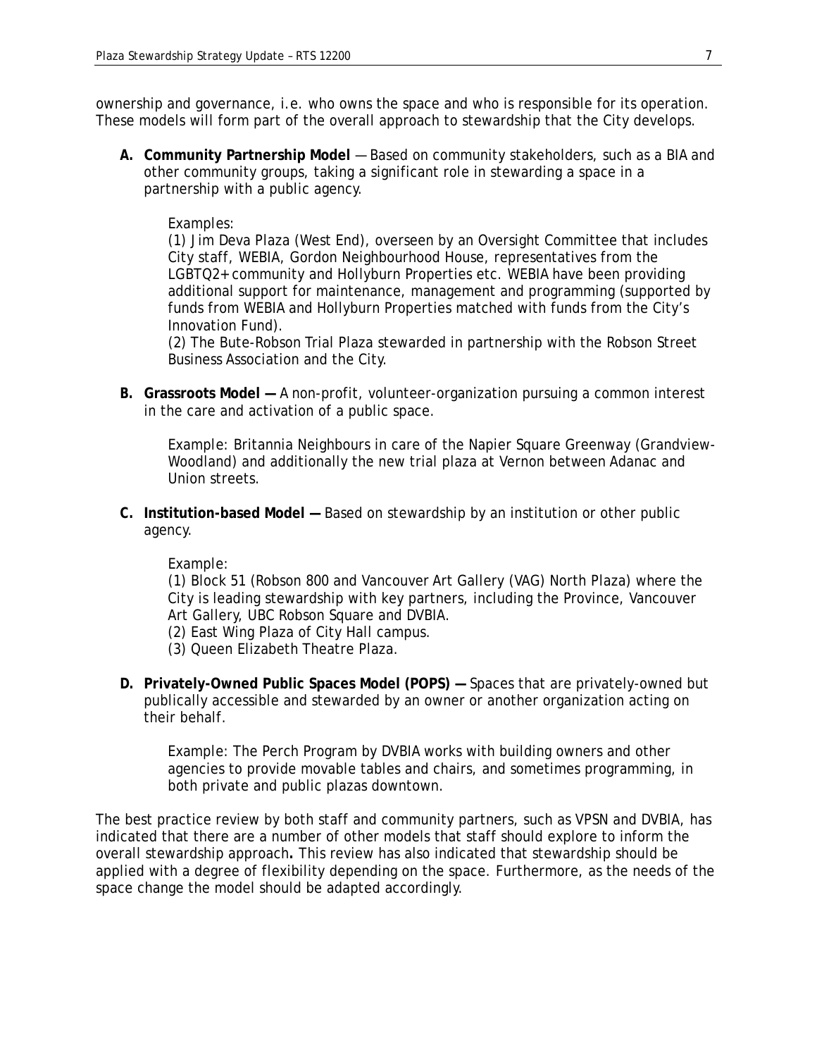ownership and governance, i.e. who owns the space and who is responsible for its operation. These models will form part of the overall approach to stewardship that the City develops.

**A. Community Partnership Model** — Based on community stakeholders, such as a BIA and other community groups, taking a significant role in stewarding a space in a partnership with a public agency.

   Examples:
   (1) Jim Deva Plaza (West End), overseen by an Oversight Committee that includes City staff, WEBIA, Gordon Neighbourhood House, representatives from the LGBTQ2+ community and Hollyburn Properties etc. WEBIA have been providing additional support for maintenance, management and programming (supported by funds from WEBIA and Hollyburn Properties matched with funds from the City's Innovation Fund).
   (2) The Bute-Robson Trial Plaza stewarded in partnership with the Robson Street Business Association and the City.

**B. Grassroots Model —** A non-profit, volunteer-organization pursuing a common interest in the care and activation of a public space.

   Example: Britannia Neighbours in care of the Napier Square Greenway (Grandview-Woodland) and additionally the new trial plaza at Vernon between Adanac and Union streets.

**C. Institution-based Model —** Based on stewardship by an institution or other public agency.

   Example:
   (1) Block 51 (Robson 800 and Vancouver Art Gallery (VAG) North Plaza) where the City is leading stewardship with key partners, including the Province, Vancouver Art Gallery, UBC Robson Square and DVBIA.
   (2) East Wing Plaza of City Hall campus.
   (3) Queen Elizabeth Theatre Plaza.

**D. Privately-Owned Public Spaces Model (POPS) —** Spaces that are privately-owned but publically accessible and stewarded by an owner or another organization acting on their behalf.

   Example: The Perch Program by DVBIA works with building owners and other agencies to provide movable tables and chairs, and sometimes programming, in both private and public plazas downtown.

The best practice review by both staff and community partners, such as VPSN and DVBIA, has indicated that there are a number of other models that staff should explore to inform the overall stewardship approach**.** This review has also indicated that stewardship should be applied with a degree of flexibility depending on the space. Furthermore, as the needs of the space change the model should be adapted accordingly.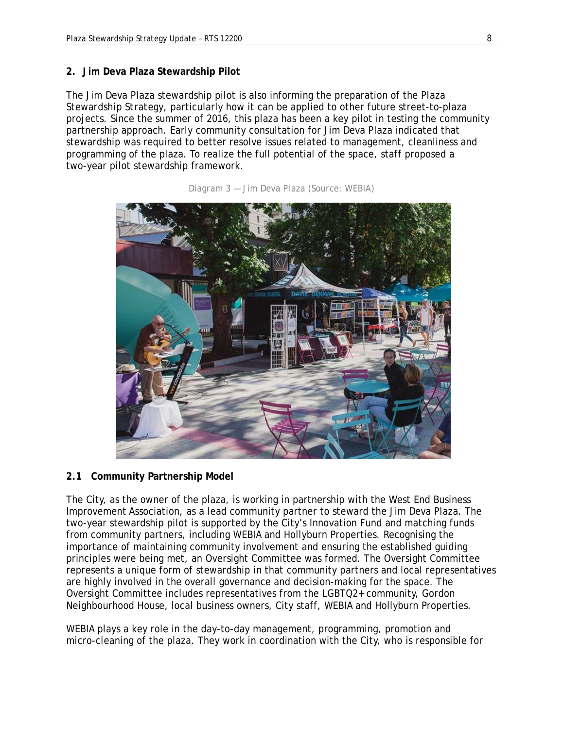## 2. Jim Deva Plaza Stewardship Pilot

The Jim Deva Plaza stewardship pilot is also informing the preparation of the Plaza Stewardship Strategy, particularly how it can be applied to other future street-to-plaza projects. Since the summer of 2016, this plaza has been a key pilot in testing the community partnership approach. Early community consultation for Jim Deva Plaza indicated that stewardship was required to better resolve issues related to management, cleanliness and programming of the plaza. To realize the full potential of the space, staff proposed a two-year pilot stewardship framework.

Diagram 3 — Jim Deva Plaza (Source: WEBIA)

### 2.1 Community Partnership Model

The City, as the owner of the plaza, is working in partnership with the West End Business Improvement Association, as a lead community partner to steward the Jim Deva Plaza. The two-year stewardship pilot is supported by the City's Innovation Fund and matching funds from community partners, including WEBIA and Hollyburn Properties. Recognising the importance of maintaining community involvement and ensuring the established guiding principles were being met, an Oversight Committee was formed. The Oversight Committee represents a unique form of stewardship in that community partners and local representatives are highly involved in the overall governance and decision-making for the space. The Oversight Committee includes representatives from the LGBTQ2+ community, Gordon Neighbourhood House, local business owners, City staff, WEBIA and Hollyburn Properties.

WEBIA plays a key role in the day-to-day management, programming, promotion and micro-cleaning of the plaza. They work in coordination with the City, who is responsible for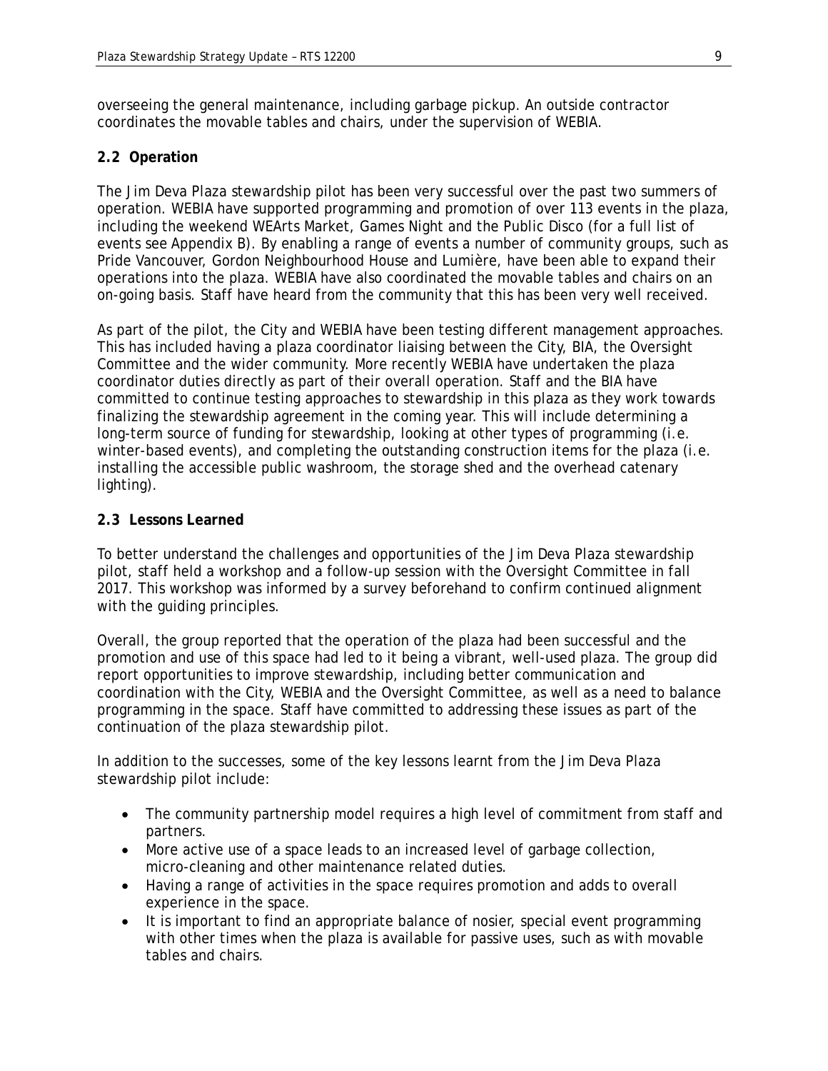overseeing the general maintenance, including garbage pickup. An outside contractor coordinates the movable tables and chairs, under the supervision of WEBIA.

### 2.2 Operation

The Jim Deva Plaza stewardship pilot has been very successful over the past two summers of operation. WEBIA have supported programming and promotion of over 113 events in the plaza, including the weekend WEArts Market, Games Night and the Public Disco (for a full list of events see Appendix B). By enabling a range of events a number of community groups, such as Pride Vancouver, Gordon Neighbourhood House and Lumière, have been able to expand their operations into the plaza. WEBIA have also coordinated the movable tables and chairs on an on-going basis. Staff have heard from the community that this has been very well received.

As part of the pilot, the City and WEBIA have been testing different management approaches. This has included having a plaza coordinator liaising between the City, BIA, the Oversight Committee and the wider community. More recently WEBIA have undertaken the plaza coordinator duties directly as part of their overall operation. Staff and the BIA have committed to continue testing approaches to stewardship in this plaza as they work towards finalizing the stewardship agreement in the coming year. This will include determining a long-term source of funding for stewardship, looking at other types of programming (i.e. winter-based events), and completing the outstanding construction items for the plaza (i.e. installing the accessible public washroom, the storage shed and the overhead catenary lighting).

### 2.3 Lessons Learned

To better understand the challenges and opportunities of the Jim Deva Plaza stewardship pilot, staff held a workshop and a follow-up session with the Oversight Committee in fall 2017. This workshop was informed by a survey beforehand to confirm continued alignment with the guiding principles.

Overall, the group reported that the operation of the plaza had been successful and the promotion and use of this space had led to it being a vibrant, well-used plaza. The group did report opportunities to improve stewardship, including better communication and coordination with the City, WEBIA and the Oversight Committee, as well as a need to balance programming in the space. Staff have committed to addressing these issues as part of the continuation of the plaza stewardship pilot.

In addition to the successes, some of the key lessons learnt from the Jim Deva Plaza stewardship pilot include:

- The community partnership model requires a high level of commitment from staff and partners.
- More active use of a space leads to an increased level of garbage collection, micro-cleaning and other maintenance related duties.
- Having a range of activities in the space requires promotion and adds to overall experience in the space.
- It is important to find an appropriate balance of nosier, special event programming with other times when the plaza is available for passive uses, such as with movable tables and chairs.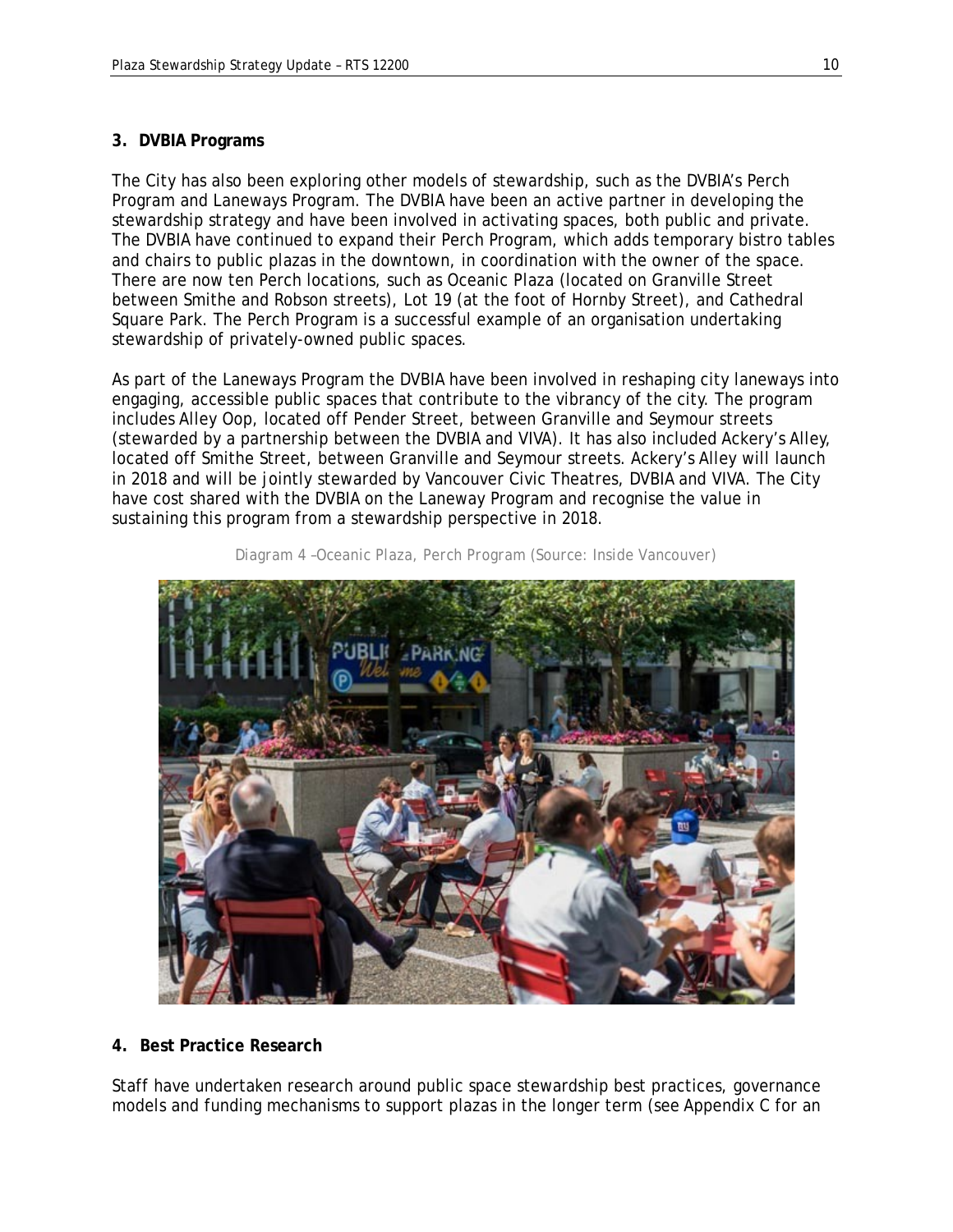**3. DVBIA Programs**

The City has also been exploring other models of stewardship, such as the DVBIA's Perch Program and Laneways Program. The DVBIA have been an active partner in developing the stewardship strategy and have been involved in activating spaces, both public and private. The DVBIA have continued to expand their Perch Program, which adds temporary bistro tables and chairs to public plazas in the downtown, in coordination with the owner of the space. There are now ten Perch locations, such as Oceanic Plaza (located on Granville Street between Smithe and Robson streets), Lot 19 (at the foot of Hornby Street), and Cathedral Square Park. The Perch Program is a successful example of an organisation undertaking stewardship of privately-owned public spaces.

As part of the Laneways Program the DVBIA have been involved in reshaping city laneways into engaging, accessible public spaces that contribute to the vibrancy of the city. The program includes Alley Oop, located off Pender Street, between Granville and Seymour streets (stewarded by a partnership between the DVBIA and VIVA). It has also included Ackery's Alley, located off Smithe Street, between Granville and Seymour streets. Ackery's Alley will launch in 2018 and will be jointly stewarded by Vancouver Civic Theatres, DVBIA and VIVA. The City have cost shared with the DVBIA on the Laneway Program and recognise the value in sustaining this program from a stewardship perspective in 2018.

Diagram 4 –Oceanic Plaza, Perch Program (Source: Inside Vancouver)

**4. Best Practice Research**

Staff have undertaken research around public space stewardship best practices, governance models and funding mechanisms to support plazas in the longer term (see Appendix C for an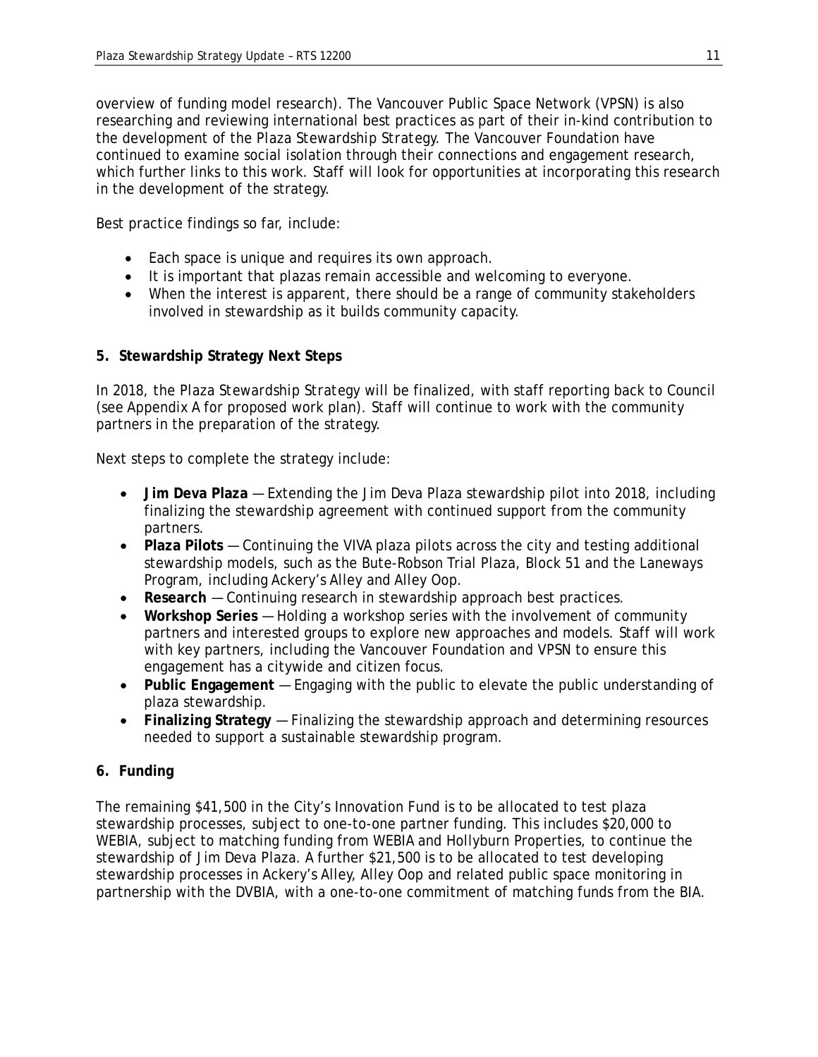overview of funding model research). The Vancouver Public Space Network (VPSN) is also researching and reviewing international best practices as part of their in-kind contribution to the development of the *Plaza Stewardship Strategy*. The Vancouver Foundation have continued to examine social isolation through their connections and engagement research, which further links to this work. Staff will look for opportunities at incorporating this research in the development of the strategy.

Best practice findings so far, include:

- Each space is unique and requires its own approach.
- It is important that plazas remain accessible and welcoming to everyone.
- When the interest is apparent, there should be a range of community stakeholders involved in stewardship as it builds community capacity.

**5. Stewardship Strategy Next Steps**

In 2018, the *Plaza Stewardship Strategy* will be finalized, with staff reporting back to Council (see Appendix A for proposed work plan). Staff will continue to work with the community partners in the preparation of the strategy.

Next steps to complete the strategy include:

- **Jim Deva Plaza** — Extending the Jim Deva Plaza stewardship pilot into 2018, including finalizing the stewardship agreement with continued support from the community partners.
- **Plaza Pilots** — Continuing the VIVA plaza pilots across the city and testing additional stewardship models, such as the Bute-Robson Trial Plaza, Block 51 and the Laneways Program, including Ackery's Alley and Alley Oop.
- **Research** — Continuing research in stewardship approach best practices.
- **Workshop Series** — Holding a workshop series with the involvement of community partners and interested groups to explore new approaches and models. Staff will work with key partners, including the Vancouver Foundation and VPSN to ensure this engagement has a citywide and citizen focus.
- **Public Engagement** — Engaging with the public to elevate the public understanding of plaza stewardship.
- **Finalizing Strategy** — Finalizing the stewardship approach and determining resources needed to support a sustainable stewardship program.

**6. Funding**

The remaining $41,500 in the City's Innovation Fund is to be allocated to test plaza stewardship processes, subject to one-to-one partner funding. This includes $20,000 to WEBIA, subject to matching funding from WEBIA and Hollyburn Properties, to continue the stewardship of Jim Deva Plaza. A further $21,500 is to be allocated to test developing stewardship processes in Ackery's Alley, Alley Oop and related public space monitoring in partnership with the DVBIA, with a one-to-one commitment of matching funds from the BIA.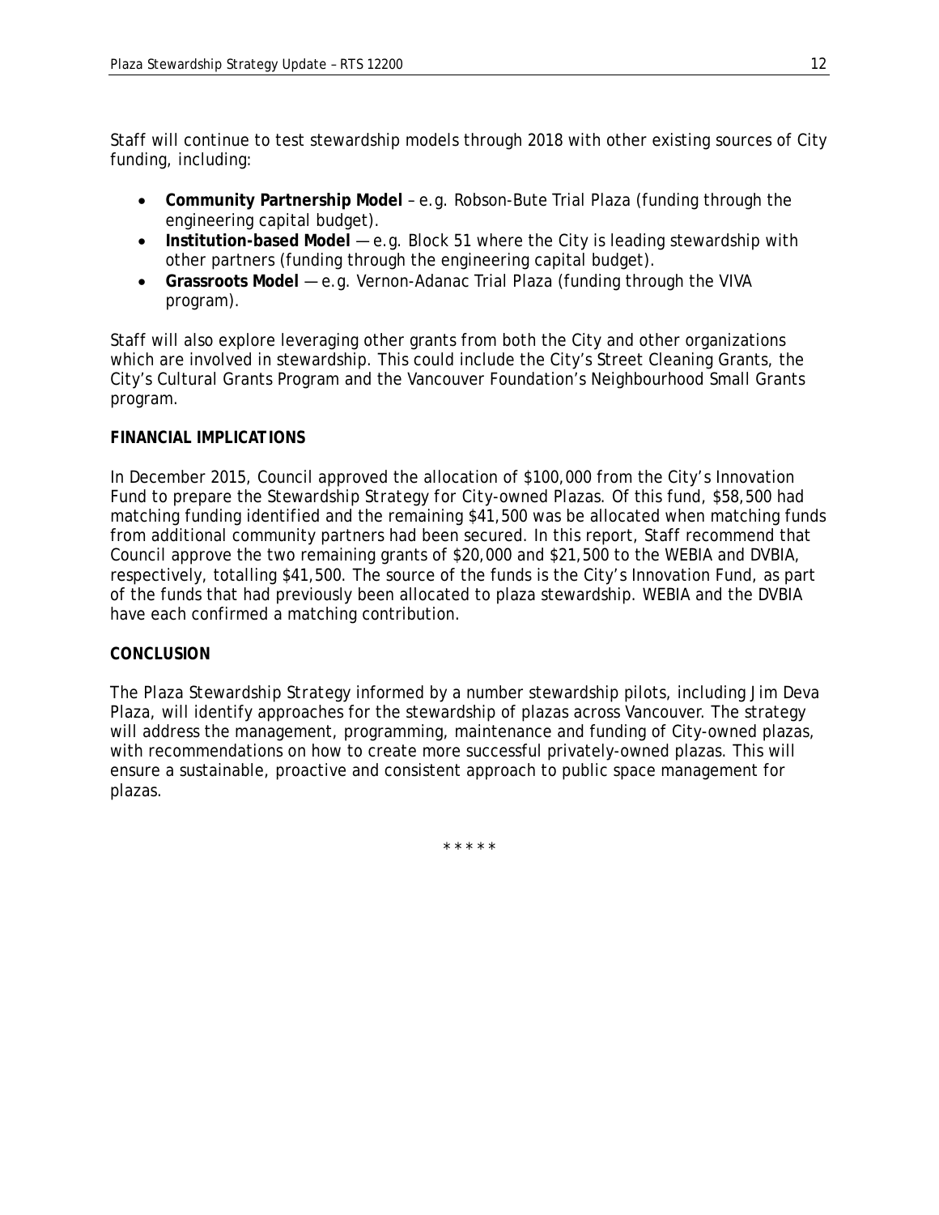Staff will continue to test stewardship models through 2018 with other existing sources of City funding, including:

- **Community Partnership Model** – e.g. Robson-Bute Trial Plaza (funding through the engineering capital budget).
- **Institution-based Model** — e.g. Block 51 where the City is leading stewardship with other partners (funding through the engineering capital budget).
- **Grassroots Model** — e.g. Vernon-Adanac Trial Plaza (funding through the VIVA program).

Staff will also explore leveraging other grants from both the City and other organizations which are involved in stewardship. This could include the City's Street Cleaning Grants, the City's Cultural Grants Program and the Vancouver Foundation's Neighbourhood Small Grants program.

**FINANCIAL IMPLICATIONS**

In December 2015, Council approved the allocation of $100,000 from the City's Innovation Fund to prepare the *Stewardship Strategy for City-owned Plazas*. Of this fund, $58,500 had matching funding identified and the remaining $41,500 was be allocated when matching funds from additional community partners had been secured. In this report, Staff recommend that Council approve the two remaining grants of $20,000 and $21,500 to the WEBIA and DVBIA, respectively, totalling $41,500. The source of the funds is the City's Innovation Fund, as part of the funds that had previously been allocated to plaza stewardship. WEBIA and the DVBIA have each confirmed a matching contribution.

**CONCLUSION**

The *Plaza Stewardship Strategy* informed by a number stewardship pilots, including Jim Deva Plaza, will identify approaches for the stewardship of plazas across Vancouver. The strategy will address the management, programming, maintenance and funding of City-owned plazas, with recommendations on how to create more successful privately-owned plazas. This will ensure a sustainable, proactive and consistent approach to public space management for plazas.

\* \* \* \* \*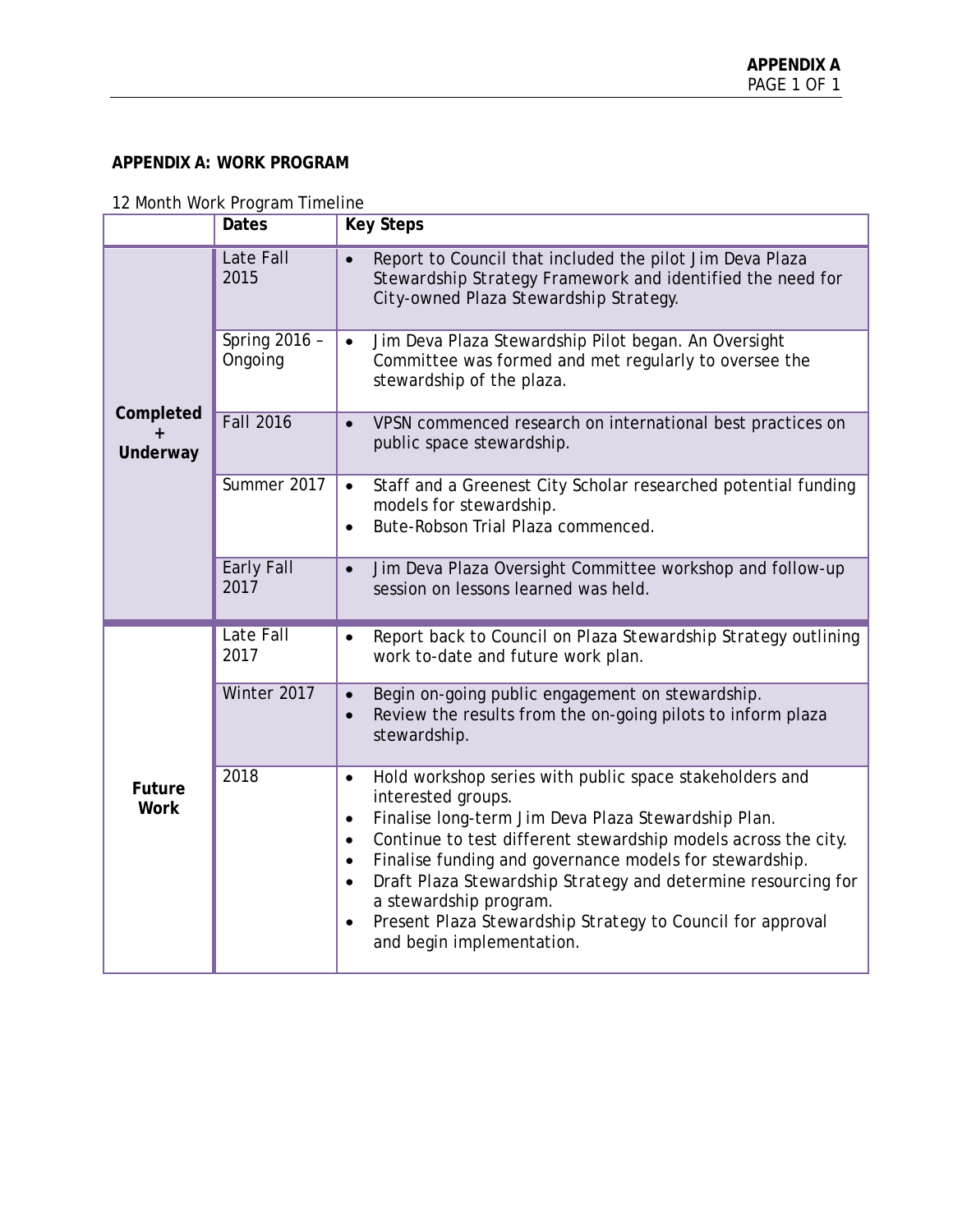**APPENDIX A: WORK PROGRAM**

12 Month Work Program Timeline

| | Dates | Key Steps |
|---|---|---|
| Completed + Underway | Late Fall 2015 | • Report to Council that included the pilot Jim Deva Plaza Stewardship Strategy Framework and identified the need for City-owned Plaza Stewardship Strategy. |
| | Spring 2016 – Ongoing | • Jim Deva Plaza Stewardship Pilot began. An Oversight Committee was formed and met regularly to oversee the stewardship of the plaza. |
| | Fall 2016 | • VPSN commenced research on international best practices on public space stewardship. |
| | Summer 2017 | • Staff and a Greenest City Scholar researched potential funding models for stewardship.<br>• Bute-Robson Trial Plaza commenced. |
| | Early Fall 2017 | • Jim Deva Plaza Oversight Committee workshop and follow-up session on lessons learned was held. |
| Future Work | Late Fall 2017 | • Report back to Council on Plaza Stewardship Strategy outlining work to-date and future work plan. |
| | Winter 2017 | • Begin on-going public engagement on stewardship.<br>• Review the results from the on-going pilots to inform plaza stewardship. |
| | 2018 | • Hold workshop series with public space stakeholders and interested groups.<br>• Finalise long-term Jim Deva Plaza Stewardship Plan.<br>• Continue to test different stewardship models across the city.<br>• Finalise funding and governance models for stewardship.<br>• Draft Plaza Stewardship Strategy and determine resourcing for a stewardship program.<br>• Present Plaza Stewardship Strategy to Council for approval and begin implementation. |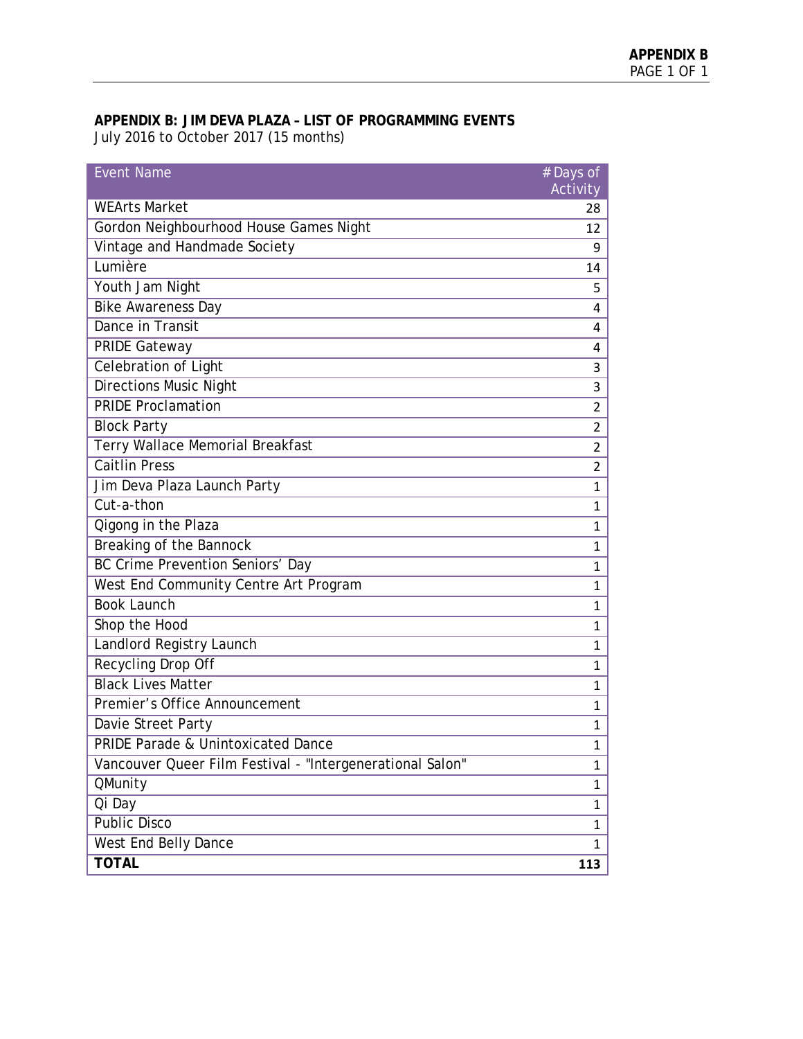**APPENDIX B: JIM DEVA PLAZA – LIST OF PROGRAMMING EVENTS**
July 2016 to October 2017 (15 months)

| Event Name | # Days of Activity |
|---|---|
| WEArts Market | 28 |
| Gordon Neighbourhood House Games Night | 12 |
| Vintage and Handmade Society | 9 |
| Lumière | 14 |
| Youth Jam Night | 5 |
| Bike Awareness Day | 4 |
| Dance in Transit | 4 |
| PRIDE Gateway | 4 |
| Celebration of Light | 3 |
| Directions Music Night | 3 |
| PRIDE Proclamation | 2 |
| Block Party | 2 |
| Terry Wallace Memorial Breakfast | 2 |
| Caitlin Press | 2 |
| Jim Deva Plaza Launch Party | 1 |
| Cut-a-thon | 1 |
| Qigong in the Plaza | 1 |
| Breaking of the Bannock | 1 |
| BC Crime Prevention Seniors' Day | 1 |
| West End Community Centre Art Program | 1 |
| Book Launch | 1 |
| Shop the Hood | 1 |
| Landlord Registry Launch | 1 |
| Recycling Drop Off | 1 |
| Black Lives Matter | 1 |
| Premier's Office Announcement | 1 |
| Davie Street Party | 1 |
| PRIDE Parade & Unintoxicated Dance | 1 |
| Vancouver Queer Film Festival - "Intergenerational Salon" | 1 |
| QMunity | 1 |
| Qi Day | 1 |
| Public Disco | 1 |
| West End Belly Dance | 1 |
| **TOTAL** | **113** |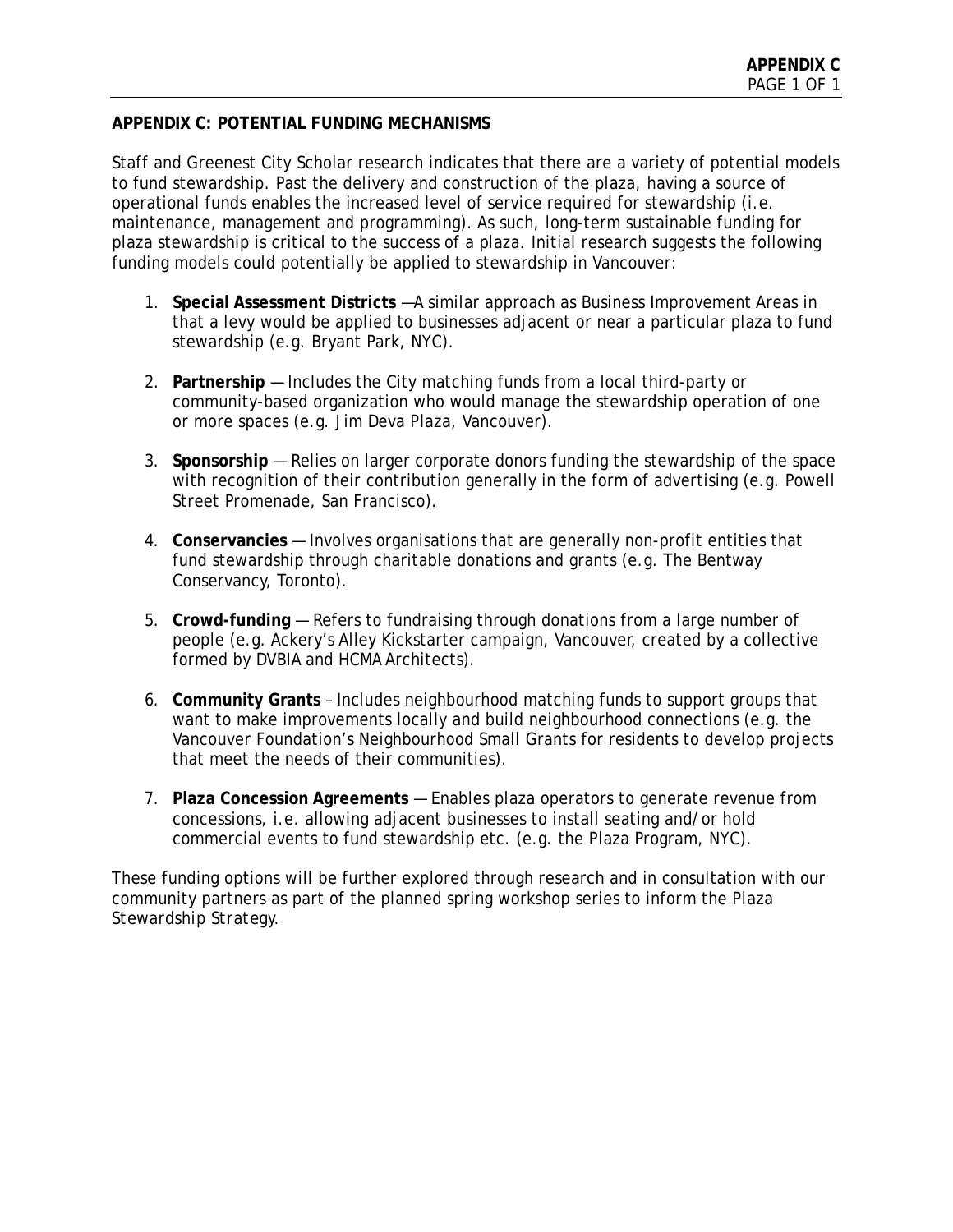## APPENDIX C: POTENTIAL FUNDING MECHANISMS

Staff and Greenest City Scholar research indicates that there are a variety of potential models to fund stewardship. Past the delivery and construction of the plaza, having a source of operational funds enables the increased level of service required for stewardship (i.e. maintenance, management and programming). As such, long-term sustainable funding for plaza stewardship is critical to the success of a plaza. Initial research suggests the following funding models could potentially be applied to stewardship in Vancouver:

1. **Special Assessment Districts** —A similar approach as Business Improvement Areas in that a levy would be applied to businesses adjacent or near a particular plaza to fund stewardship (e.g. Bryant Park, NYC).

2. **Partnership** — Includes the City matching funds from a local third-party or community-based organization who would manage the stewardship operation of one or more spaces (e.g. Jim Deva Plaza, Vancouver).

3. **Sponsorship** — Relies on larger corporate donors funding the stewardship of the space with recognition of their contribution generally in the form of advertising (e.g. Powell Street Promenade, San Francisco).

4. **Conservancies** — Involves organisations that are generally non-profit entities that fund stewardship through charitable donations and grants (e.g. The Bentway Conservancy, Toronto).

5. **Crowd-funding** — Refers to fundraising through donations from a large number of people (e.g. Ackery's Alley Kickstarter campaign, Vancouver, created by a collective formed by DVBIA and HCMA Architects).

6. **Community Grants** – Includes neighbourhood matching funds to support groups that want to make improvements locally and build neighbourhood connections (e.g. the Vancouver Foundation's Neighbourhood Small Grants for residents to develop projects that meet the needs of their communities).

7. **Plaza Concession Agreements** — Enables plaza operators to generate revenue from concessions, i.e. allowing adjacent businesses to install seating and/or hold commercial events to fund stewardship etc. (e.g. the Plaza Program, NYC).

These funding options will be further explored through research and in consultation with our community partners as part of the planned spring workshop series to inform the Plaza Stewardship Strategy.